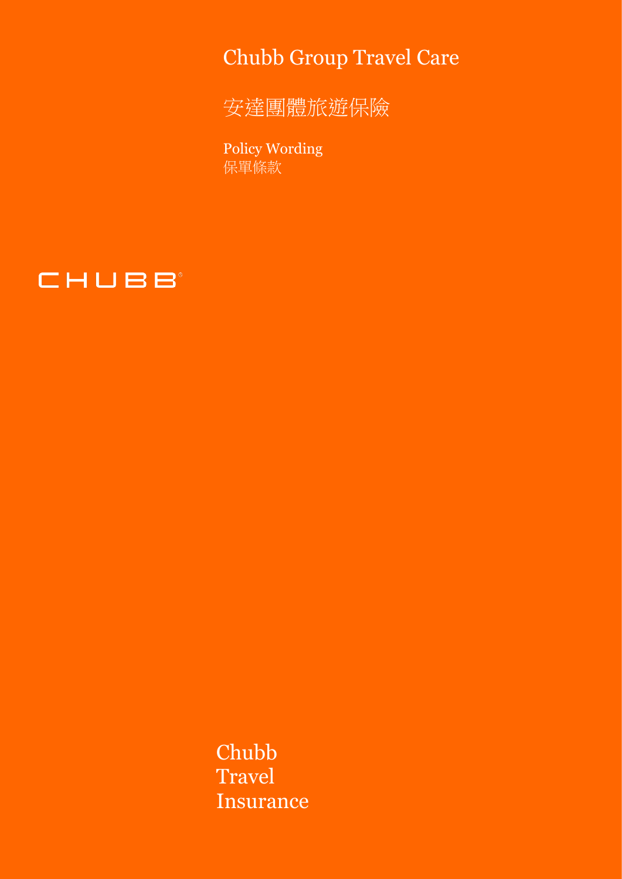# Chubb Group Travel Care

# 安達團體旅遊保險

Policy Wording
保單條款

CHUBB®

Chubb
Travel
Insurance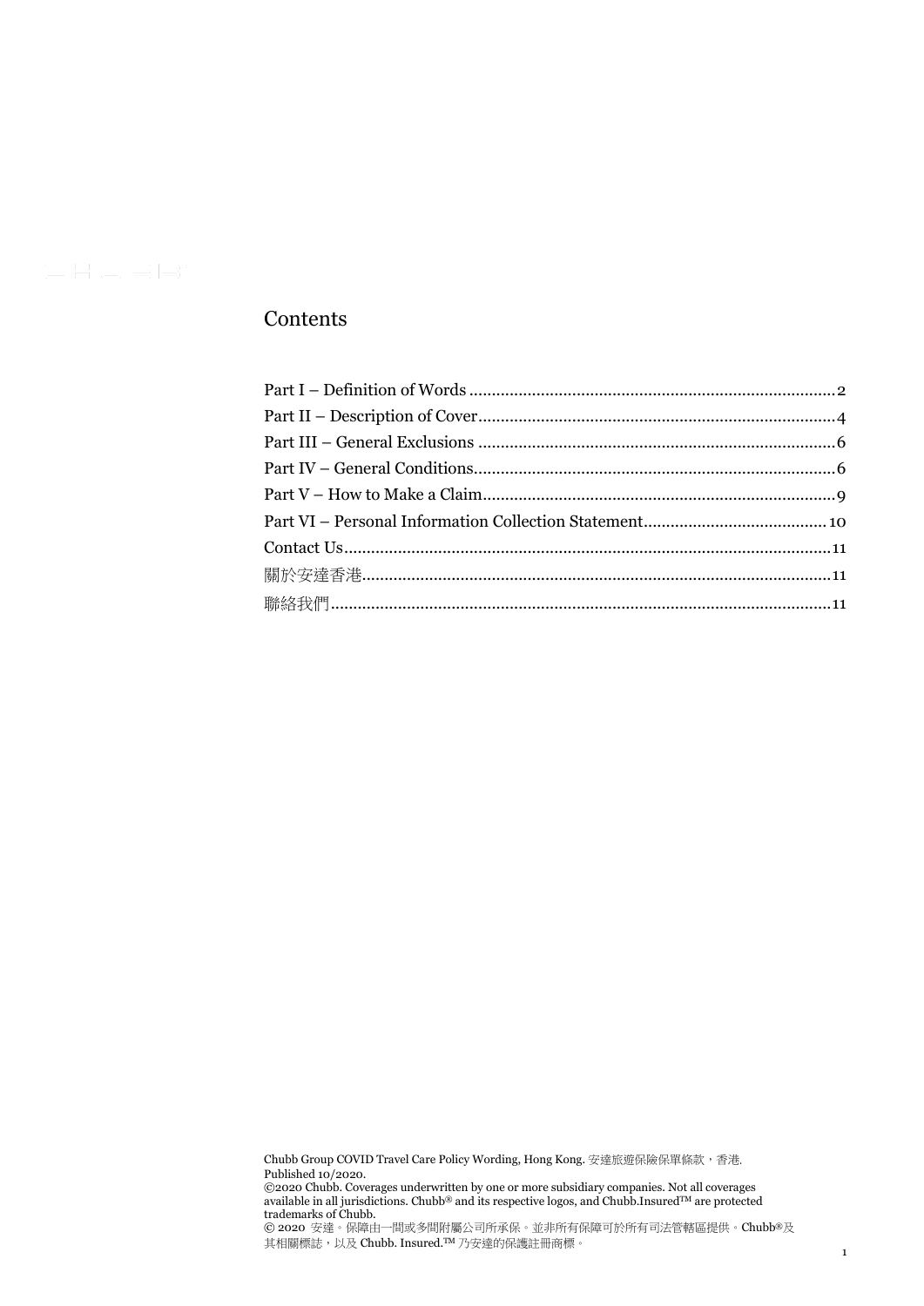## Contents

Part I – Definition of Words ........................................................................................ 2
Part II – Description of Cover....................................................................................... 4
Part III – General Exclusions ....................................................................................... 6
Part IV – General Conditions........................................................................................ 6
Part V – How to Make a Claim...................................................................................... 9
Part VI – Personal Information Collection Statement......................................... 10
Contact Us.......................................................................................................................... 11
關於安達香港...................................................................................................................... 11
聯絡我們.............................................................................................................................. 11

Chubb Group COVID Travel Care Policy Wording, Hong Kong. 安達旅遊保險保單條款，香港.
Published 10/2020.
©2020 Chubb. Coverages underwritten by one or more subsidiary companies. Not all coverages available in all jurisdictions. Chubb® and its respective logos, and Chubb.Insured™ are protected trademarks of Chubb.
© 2020 安達。保障由一間或多間附屬公司所承保。並非所有保障可於所有司法管轄區提供。Chubb®及其相關標誌，以及 Chubb. Insured.™ 乃安達的保護註冊商標。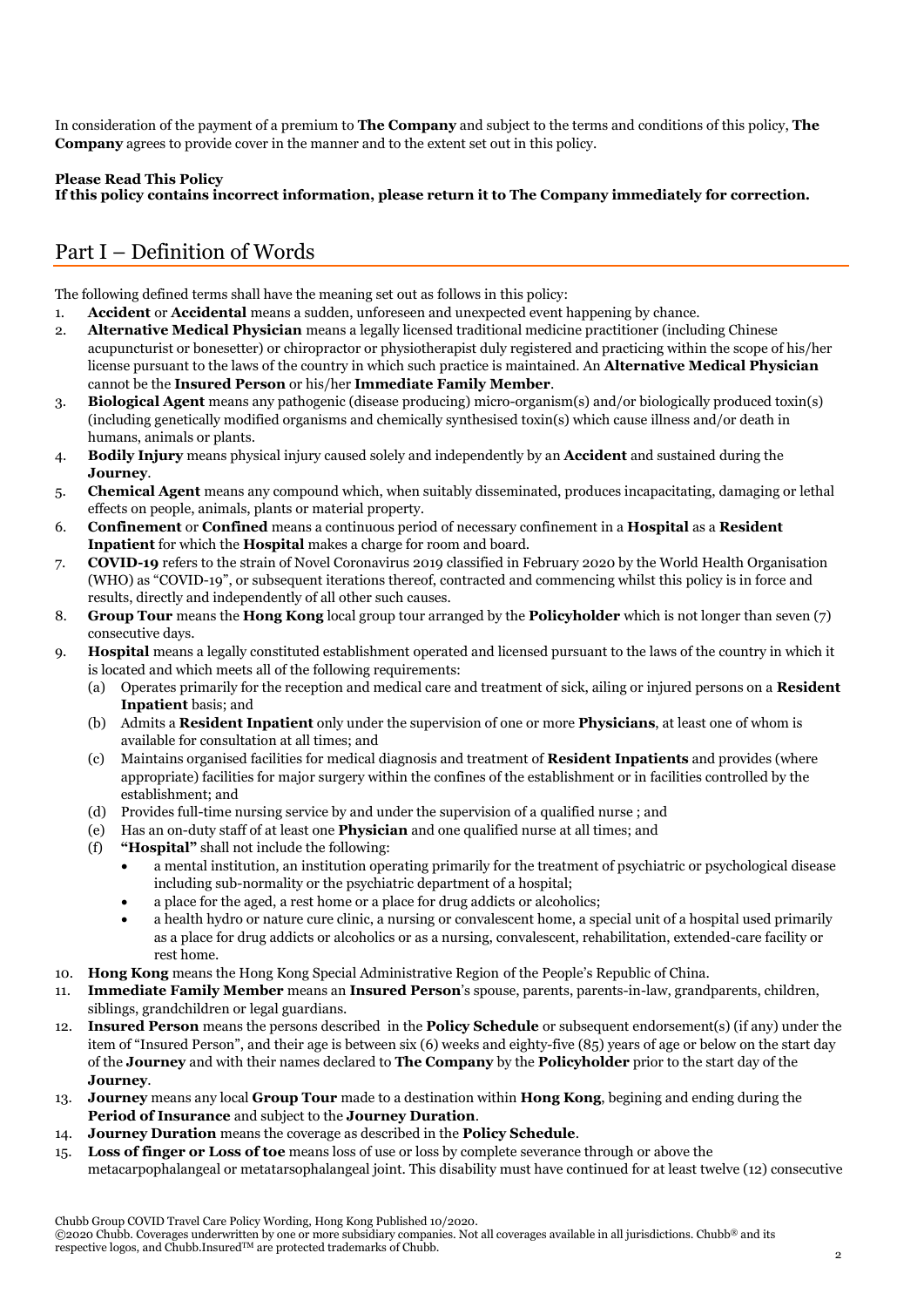In consideration of the payment of a premium to **The Company** and subject to the terms and conditions of this policy, **The Company** agrees to provide cover in the manner and to the extent set out in this policy.

**Please Read This Policy**
**If this policy contains incorrect information, please return it to The Company immediately for correction.**

## Part I – Definition of Words

The following defined terms shall have the meaning set out as follows in this policy:

1. **Accident** or **Accidental** means a sudden, unforeseen and unexpected event happening by chance.
2. **Alternative Medical Physician** means a legally licensed traditional medicine practitioner (including Chinese acupuncturist or bonesetter) or chiropractor or physiotherapist duly registered and practicing within the scope of his/her license pursuant to the laws of the country in which such practice is maintained. An **Alternative Medical Physician** cannot be the **Insured Person** or his/her **Immediate Family Member**.
3. **Biological Agent** means any pathogenic (disease producing) micro-organism(s) and/or biologically produced toxin(s) (including genetically modified organisms and chemically synthesised toxin(s) which cause illness and/or death in humans, animals or plants.
4. **Bodily Injury** means physical injury caused solely and independently by an **Accident** and sustained during the **Journey**.
5. **Chemical Agent** means any compound which, when suitably disseminated, produces incapacitating, damaging or lethal effects on people, animals, plants or material property.
6. **Confinement** or **Confined** means a continuous period of necessary confinement in a **Hospital** as a **Resident Inpatient** for which the **Hospital** makes a charge for room and board.
7. **COVID-19** refers to the strain of Novel Coronavirus 2019 classified in February 2020 by the World Health Organisation (WHO) as "COVID-19", or subsequent iterations thereof, contracted and commencing whilst this policy is in force and results, directly and independently of all other such causes.
8. **Group Tour** means the **Hong Kong** local group tour arranged by the **Policyholder** which is not longer than seven (7) consecutive days.
9. **Hospital** means a legally constituted establishment operated and licensed pursuant to the laws of the country in which it is located and which meets all of the following requirements:
   (a) Operates primarily for the reception and medical care and treatment of sick, ailing or injured persons on a **Resident Inpatient** basis; and
   (b) Admits a **Resident Inpatient** only under the supervision of one or more **Physicians**, at least one of whom is available for consultation at all times; and
   (c) Maintains organised facilities for medical diagnosis and treatment of **Resident Inpatients** and provides (where appropriate) facilities for major surgery within the confines of the establishment or in facilities controlled by the establishment; and
   (d) Provides full-time nursing service by and under the supervision of a qualified nurse ; and
   (e) Has an on-duty staff of at least one **Physician** and one qualified nurse at all times; and
   (f) **"Hospital"** shall not include the following:
      - a mental institution, an institution operating primarily for the treatment of psychiatric or psychological disease including sub-normality or the psychiatric department of a hospital;
      - a place for the aged, a rest home or a place for drug addicts or alcoholics;
      - a health hydro or nature cure clinic, a nursing or convalescent home, a special unit of a hospital used primarily as a place for drug addicts or alcoholics or as a nursing, convalescent, rehabilitation, extended-care facility or rest home.
10. **Hong Kong** means the Hong Kong Special Administrative Region of the People's Republic of China.
11. **Immediate Family Member** means an **Insured Person**'s spouse, parents, parents-in-law, grandparents, children, siblings, grandchildren or legal guardians.
12. **Insured Person** means the persons described in the **Policy Schedule** or subsequent endorsement(s) (if any) under the item of "Insured Person", and their age is between six (6) weeks and eighty-five (85) years of age or below on the start day of the **Journey** and with their names declared to **The Company** by the **Policyholder** prior to the start day of the **Journey**.
13. **Journey** means any local **Group Tour** made to a destination within **Hong Kong**, begining and ending during the **Period of Insurance** and subject to the **Journey Duration**.
14. **Journey Duration** means the coverage as described in the **Policy Schedule**.
15. **Loss of finger or Loss of toe** means loss of use or loss by complete severance through or above the metacarpophalangeal or metatarsophalangeal joint. This disability must have continued for at least twelve (12) consecutive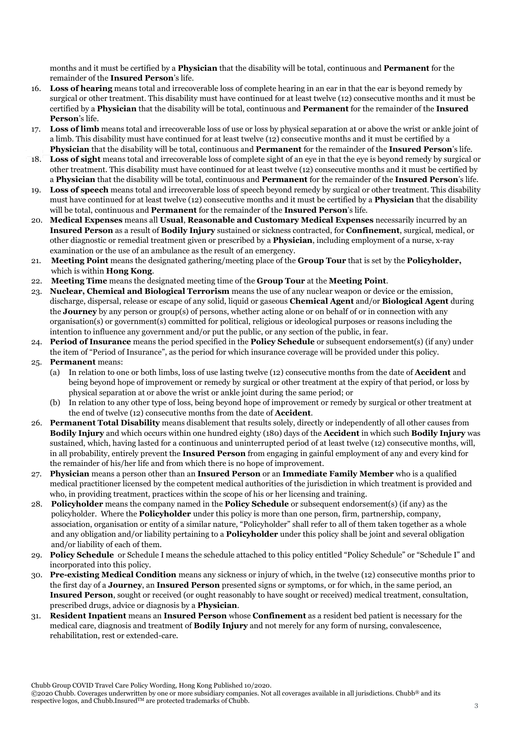months and it must be certified by a **Physician** that the disability will be total, continuous and **Permanent** for the remainder of the **Insured Person**'s life.

16. **Loss of hearing** means total and irrecoverable loss of complete hearing in an ear in that the ear is beyond remedy by surgical or other treatment. This disability must have continued for at least twelve (12) consecutive months and it must be certified by a **Physician** that the disability will be total, continuous and **Permanent** for the remainder of the **Insured Person**'s life.
17. **Loss of limb** means total and irrecoverable loss of use or loss by physical separation at or above the wrist or ankle joint of a limb. This disability must have continued for at least twelve (12) consecutive months and it must be certified by a **Physician** that the disability will be total, continuous and **Permanent** for the remainder of the **Insured Person**'s life.
18. **Loss of sight** means total and irrecoverable loss of complete sight of an eye in that the eye is beyond remedy by surgical or other treatment. This disability must have continued for at least twelve (12) consecutive months and it must be certified by a **Physician** that the disability will be total, continuous and **Permanent** for the remainder of the **Insured Person**'s life.
19. **Loss of speech** means total and irrecoverable loss of speech beyond remedy by surgical or other treatment. This disability must have continued for at least twelve (12) consecutive months and it must be certified by a **Physician** that the disability will be total, continuous and **Permanent** for the remainder of the **Insured Person**'s life.
20. **Medical Expenses** means all **Usual**, **Reasonable and Customary Medical Expenses** necessarily incurred by an **Insured Person** as a result of **Bodily Injury** sustained or sickness contracted, for **Confinement**, surgical, medical, or other diagnostic or remedial treatment given or prescribed by a **Physician**, including employment of a nurse, x-ray examination or the use of an ambulance as the result of an emergency.
21. **Meeting Point** means the designated gathering/meeting place of the **Group Tour** that is set by the **Policyholder,** which is within **Hong Kong**.
22. **Meeting Time** means the designated meeting time of the **Group Tour** at the **Meeting Point**.
23. **Nuclear, Chemical and Biological Terrorism** means the use of any nuclear weapon or device or the emission, discharge, dispersal, release or escape of any solid, liquid or gaseous **Chemical Agent** and/or **Biological Agent** during the **Journey** by any person or group(s) of persons, whether acting alone or on behalf of or in connection with any organisation(s) or government(s) committed for political, religious or ideological purposes or reasons including the intention to influence any government and/or put the public, or any section of the public, in fear.
24. **Period of Insurance** means the period specified in the **Policy Schedule** or subsequent endorsement(s) (if any) under the item of "Period of Insurance", as the period for which insurance coverage will be provided under this policy.
25. **Permanent** means:
    (a) In relation to one or both limbs, loss of use lasting twelve (12) consecutive months from the date of **Accident** and being beyond hope of improvement or remedy by surgical or other treatment at the expiry of that period, or loss by physical separation at or above the wrist or ankle joint during the same period; or
    (b) In relation to any other type of loss, being beyond hope of improvement or remedy by surgical or other treatment at the end of twelve (12) consecutive months from the date of **Accident**.
26. **Permanent Total Disability** means disablement that results solely, directly or independently of all other causes from **Bodily Injury** and which occurs within one hundred eighty (180) days of the **Accident** in which such **Bodily Injury** was sustained, which, having lasted for a continuous and uninterrupted period of at least twelve (12) consecutive months, will, in all probability, entirely prevent the **Insured Person** from engaging in gainful employment of any and every kind for the remainder of his/her life and from which there is no hope of improvement.
27. **Physician** means a person other than an **Insured Person** or an **Immediate Family Member** who is a qualified medical practitioner licensed by the competent medical authorities of the jurisdiction in which treatment is provided and who, in providing treatment, practices within the scope of his or her licensing and training.
28. **Policyholder** means the company named in the **Policy Schedule** or subsequent endorsement(s) (if any) as the policyholder. Where the **Policyholder** under this policy is more than one person, firm, partnership, company, association, organisation or entity of a similar nature, "Policyholder" shall refer to all of them taken together as a whole and any obligation and/or liability pertaining to a **Policyholder** under this policy shall be joint and several obligation and/or liability of each of them.
29. **Policy Schedule** or Schedule I means the schedule attached to this policy entitled "Policy Schedule" or "Schedule I" and incorporated into this policy.
30. **Pre-existing Medical Condition** means any sickness or injury of which, in the twelve (12) consecutive months prior to the first day of a **Journey**, an **Insured Person** presented signs or symptoms, or for which, in the same period, an **Insured Person**, sought or received (or ought reasonably to have sought or received) medical treatment, consultation, prescribed drugs, advice or diagnosis by a **Physician**.
31. **Resident Inpatient** means an **Insured Person** whose **Confinement** as a resident bed patient is necessary for the medical care, diagnosis and treatment of **Bodily Injury** and not merely for any form of nursing, convalescence, rehabilitation, rest or extended-care.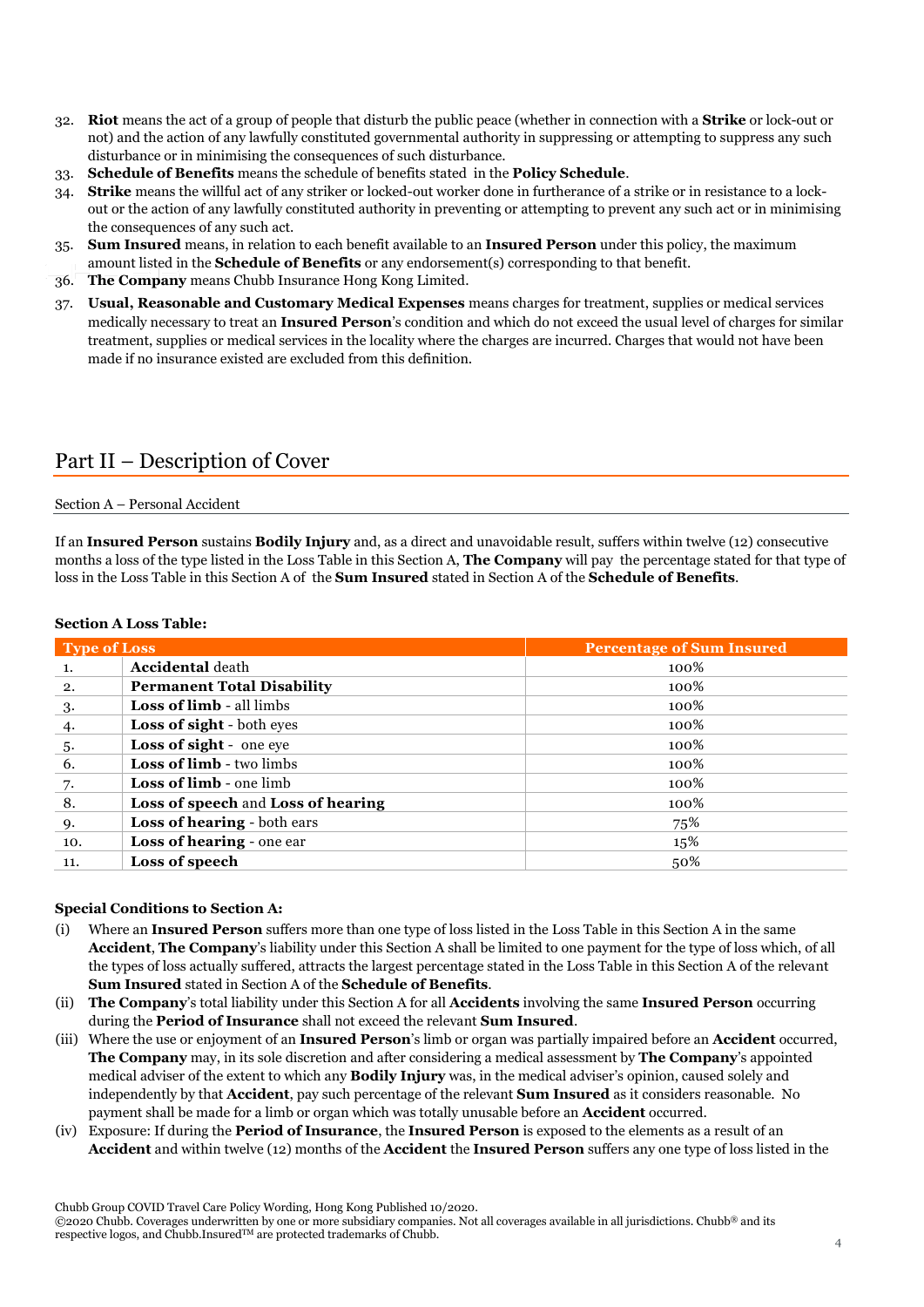32. **Riot** means the act of a group of people that disturb the public peace (whether in connection with a **Strike** or lock-out or not) and the action of any lawfully constituted governmental authority in suppressing or attempting to suppress any such disturbance or in minimising the consequences of such disturbance.
33. **Schedule of Benefits** means the schedule of benefits stated in the **Policy Schedule**.
34. **Strike** means the willful act of any striker or locked-out worker done in furtherance of a strike or in resistance to a lock-out or the action of any lawfully constituted authority in preventing or attempting to prevent any such act or in minimising the consequences of any such act.
35. **Sum Insured** means, in relation to each benefit available to an **Insured Person** under this policy, the maximum amount listed in the **Schedule of Benefits** or any endorsement(s) corresponding to that benefit.
36. **The Company** means Chubb Insurance Hong Kong Limited.
37. **Usual, Reasonable and Customary Medical Expenses** means charges for treatment, supplies or medical services medically necessary to treat an **Insured Person**'s condition and which do not exceed the usual level of charges for similar treatment, supplies or medical services in the locality where the charges are incurred. Charges that would not have been made if no insurance existed are excluded from this definition.

## Part II – Description of Cover

### Section A – Personal Accident

If an **Insured Person** sustains **Bodily Injury** and, as a direct and unavoidable result, suffers within twelve (12) consecutive months a loss of the type listed in the Loss Table in this Section A, **The Company** will pay the percentage stated for that type of loss in the Loss Table in this Section A of the **Sum Insured** stated in Section A of the **Schedule of Benefits**.

**Section A Loss Table:**

| Type of Loss | | Percentage of Sum Insured |
|---|---|---|
| 1. | **Accidental** death | 100% |
| 2. | **Permanent Total Disability** | 100% |
| 3. | **Loss of limb** - all limbs | 100% |
| 4. | **Loss of sight** - both eyes | 100% |
| 5. | **Loss of sight** - one eye | 100% |
| 6. | **Loss of limb** - two limbs | 100% |
| 7. | **Loss of limb** - one limb | 100% |
| 8. | **Loss of speech** and **Loss of hearing** | 100% |
| 9. | **Loss of hearing** - both ears | 75% |
| 10. | **Loss of hearing** - one ear | 15% |
| 11. | **Loss of speech** | 50% |

**Special Conditions to Section A:**

(i) Where an **Insured Person** suffers more than one type of loss listed in the Loss Table in this Section A in the same **Accident**, **The Company**'s liability under this Section A shall be limited to one payment for the type of loss which, of all the types of loss actually suffered, attracts the largest percentage stated in the Loss Table in this Section A of the relevant **Sum Insured** stated in Section A of the **Schedule of Benefits**.

(ii) **The Company**'s total liability under this Section A for all **Accidents** involving the same **Insured Person** occurring during the **Period of Insurance** shall not exceed the relevant **Sum Insured**.

(iii) Where the use or enjoyment of an **Insured Person**'s limb or organ was partially impaired before an **Accident** occurred, **The Company** may, in its sole discretion and after considering a medical assessment by **The Company**'s appointed medical adviser of the extent to which any **Bodily Injury** was, in the medical adviser's opinion, caused solely and independently by that **Accident**, pay such percentage of the relevant **Sum Insured** as it considers reasonable. No payment shall be made for a limb or organ which was totally unusable before an **Accident** occurred.

(iv) Exposure: If during the **Period of Insurance**, the **Insured Person** is exposed to the elements as a result of an **Accident** and within twelve (12) months of the **Accident** the **Insured Person** suffers any one type of loss listed in the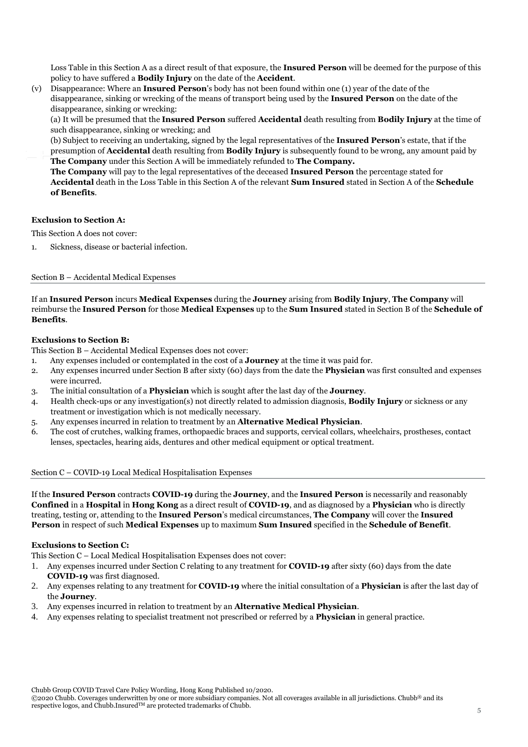Loss Table in this Section A as a direct result of that exposure, the **Insured Person** will be deemed for the purpose of this policy to have suffered a **Bodily Injury** on the date of the **Accident**.

(v) Disappearance: Where an **Insured Person**'s body has not been found within one (1) year of the date of the disappearance, sinking or wrecking of the means of transport being used by the **Insured Person** on the date of the disappearance, sinking or wrecking:

(a) It will be presumed that the **Insured Person** suffered **Accidental** death resulting from **Bodily Injury** at the time of such disappearance, sinking or wrecking; and

(b) Subject to receiving an undertaking, signed by the legal representatives of the **Insured Person**'s estate, that if the presumption of **Accidental** death resulting from **Bodily Injury** is subsequently found to be wrong, any amount paid by **The Company** under this Section A will be immediately refunded to **The Company.**

**The Company** will pay to the legal representatives of the deceased **Insured Person** the percentage stated for **Accidental** death in the Loss Table in this Section A of the relevant **Sum Insured** stated in Section A of the **Schedule of Benefits**.

**Exclusion to Section A:**

This Section A does not cover:

1. Sickness, disease or bacterial infection.

## Section B – Accidental Medical Expenses

If an **Insured Person** incurs **Medical Expenses** during the **Journey** arising from **Bodily Injury**, **The Company** will reimburse the **Insured Person** for those **Medical Expenses** up to the **Sum Insured** stated in Section B of the **Schedule of Benefits**.

**Exclusions to Section B:**

This Section B – Accidental Medical Expenses does not cover:

1. Any expenses included or contemplated in the cost of a **Journey** at the time it was paid for.
2. Any expenses incurred under Section B after sixty (60) days from the date the **Physician** was first consulted and expenses were incurred.
3. The initial consultation of a **Physician** which is sought after the last day of the **Journey**.
4. Health check-ups or any investigation(s) not directly related to admission diagnosis, **Bodily Injury** or sickness or any treatment or investigation which is not medically necessary.
5. Any expenses incurred in relation to treatment by an **Alternative Medical Physician**.
6. The cost of crutches, walking frames, orthopaedic braces and supports, cervical collars, wheelchairs, prostheses, contact lenses, spectacles, hearing aids, dentures and other medical equipment or optical treatment.

## Section C – COVID-19 Local Medical Hospitalisation Expenses

If the **Insured Person** contracts **COVID-19** during the **Journey**, and the **Insured Person** is necessarily and reasonably **Confined** in a **Hospital** in **Hong Kong** as a direct result of **COVID-19**, and as diagnosed by a **Physician** who is directly treating, testing or, attending to the **Insured Person**'s medical circumstances, **The Company** will cover the **Insured Person** in respect of such **Medical Expenses** up to maximum **Sum Insured** specified in the **Schedule of Benefit**.

**Exclusions to Section C:**

This Section C – Local Medical Hospitalisation Expenses does not cover:

1. Any expenses incurred under Section C relating to any treatment for **COVID-19** after sixty (60) days from the date **COVID-19** was first diagnosed.
2. Any expenses relating to any treatment for **COVID-19** where the initial consultation of a **Physician** is after the last day of the **Journey**.
3. Any expenses incurred in relation to treatment by an **Alternative Medical Physician**.
4. Any expenses relating to specialist treatment not prescribed or referred by a **Physician** in general practice.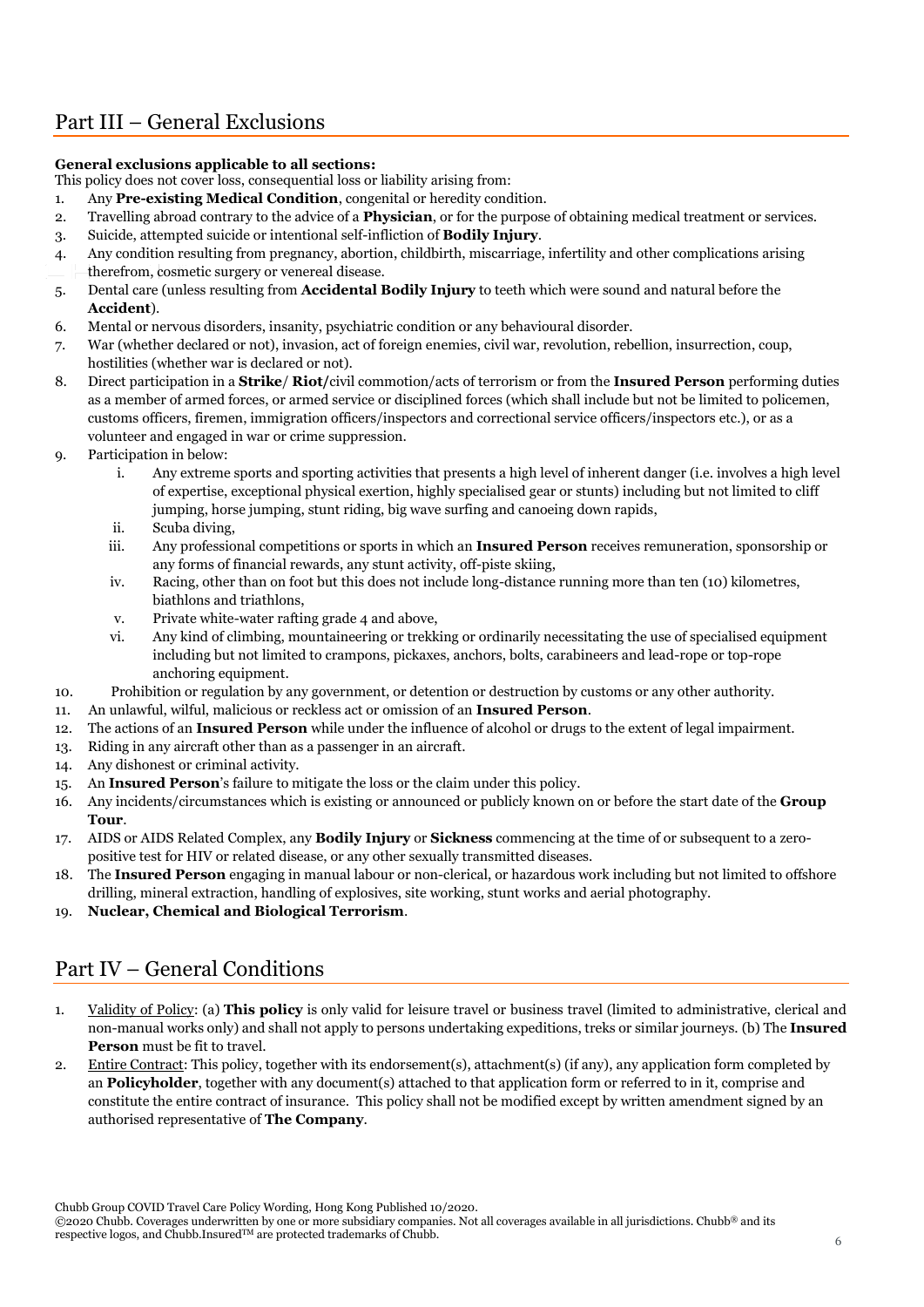## Part III – General Exclusions

**General exclusions applicable to all sections:**
This policy does not cover loss, consequential loss or liability arising from:

1. Any **Pre-existing Medical Condition**, congenital or heredity condition.
2. Travelling abroad contrary to the advice of a **Physician**, or for the purpose of obtaining medical treatment or services.
3. Suicide, attempted suicide or intentional self-infliction of **Bodily Injury**.
4. Any condition resulting from pregnancy, abortion, childbirth, miscarriage, infertility and other complications arising therefrom, cosmetic surgery or venereal disease.
5. Dental care (unless resulting from **Accidental Bodily Injury** to teeth which were sound and natural before the **Accident**).
6. Mental or nervous disorders, insanity, psychiatric condition or any behavioural disorder.
7. War (whether declared or not), invasion, act of foreign enemies, civil war, revolution, rebellion, insurrection, coup, hostilities (whether war is declared or not).
8. Direct participation in a **Strike**/ **Riot**/civil commotion/acts of terrorism or from the **Insured Person** performing duties as a member of armed forces, or armed service or disciplined forces (which shall include but not be limited to policemen, customs officers, firemen, immigration officers/inspectors and correctional service officers/inspectors etc.), or as a volunteer and engaged in war or crime suppression.
9. Participation in below:
    i. Any extreme sports and sporting activities that presents a high level of inherent danger (i.e. involves a high level of expertise, exceptional physical exertion, highly specialised gear or stunts) including but not limited to cliff jumping, horse jumping, stunt riding, big wave surfing and canoeing down rapids,
    ii. Scuba diving,
    iii. Any professional competitions or sports in which an **Insured Person** receives remuneration, sponsorship or any forms of financial rewards, any stunt activity, off-piste skiing,
    iv. Racing, other than on foot but this does not include long-distance running more than ten (10) kilometres, biathlons and triathlons,
    v. Private white-water rafting grade 4 and above,
    vi. Any kind of climbing, mountaineering or trekking or ordinarily necessitating the use of specialised equipment including but not limited to crampons, pickaxes, anchors, bolts, carabineers and lead-rope or top-rope anchoring equipment.
10. Prohibition or regulation by any government, or detention or destruction by customs or any other authority.
11. An unlawful, wilful, malicious or reckless act or omission of an **Insured Person**.
12. The actions of an **Insured Person** while under the influence of alcohol or drugs to the extent of legal impairment.
13. Riding in any aircraft other than as a passenger in an aircraft.
14. Any dishonest or criminal activity.
15. An **Insured Person**'s failure to mitigate the loss or the claim under this policy.
16. Any incidents/circumstances which is existing or announced or publicly known on or before the start date of the **Group Tour**.
17. AIDS or AIDS Related Complex, any **Bodily Injury** or **Sickness** commencing at the time of or subsequent to a zero-positive test for HIV or related disease, or any other sexually transmitted diseases.
18. The **Insured Person** engaging in manual labour or non-clerical, or hazardous work including but not limited to offshore drilling, mineral extraction, handling of explosives, site working, stunt works and aerial photography.
19. **Nuclear, Chemical and Biological Terrorism**.

## Part IV – General Conditions

1. Validity of Policy: (a) **This policy** is only valid for leisure travel or business travel (limited to administrative, clerical and non-manual works only) and shall not apply to persons undertaking expeditions, treks or similar journeys. (b) The **Insured Person** must be fit to travel.
2. Entire Contract: This policy, together with its endorsement(s), attachment(s) (if any), any application form completed by an **Policyholder**, together with any document(s) attached to that application form or referred to in it, comprise and constitute the entire contract of insurance. This policy shall not be modified except by written amendment signed by an authorised representative of **The Company**.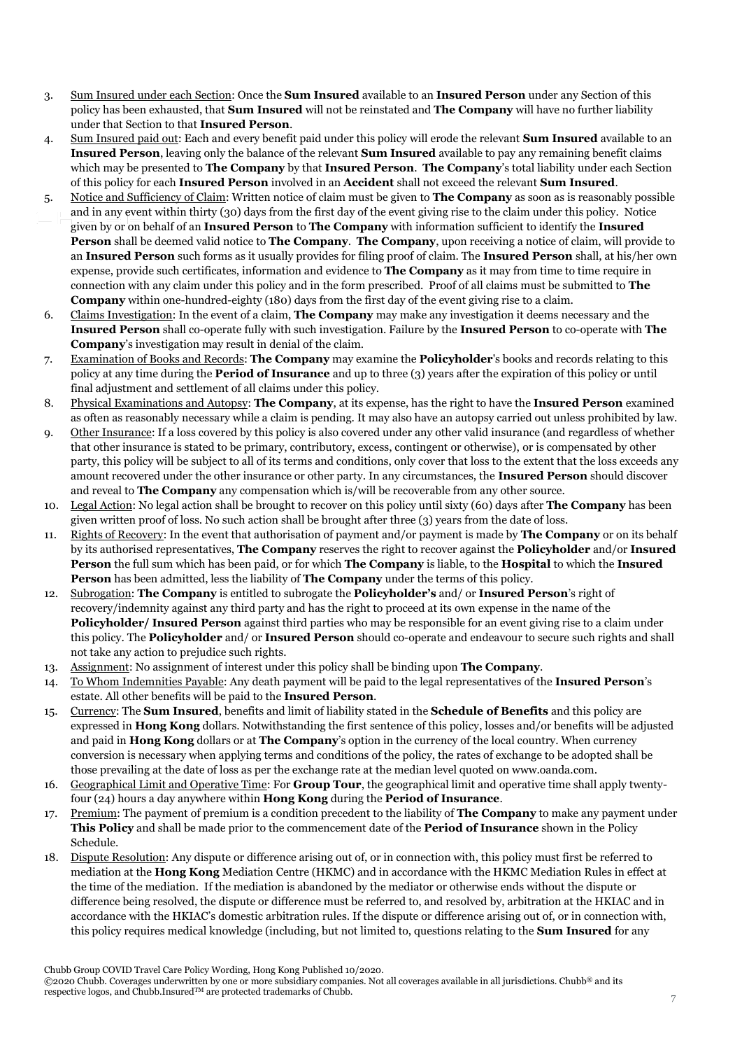3. Sum Insured under each Section: Once the **Sum Insured** available to an **Insured Person** under any Section of this policy has been exhausted, that **Sum Insured** will not be reinstated and **The Company** will have no further liability under that Section to that **Insured Person**.
4. Sum Insured paid out: Each and every benefit paid under this policy will erode the relevant **Sum Insured** available to an **Insured Person**, leaving only the balance of the relevant **Sum Insured** available to pay any remaining benefit claims which may be presented to **The Company** by that **Insured Person**. **The Company**'s total liability under each Section of this policy for each **Insured Person** involved in an **Accident** shall not exceed the relevant **Sum Insured**.
5. Notice and Sufficiency of Claim: Written notice of claim must be given to **The Company** as soon as is reasonably possible and in any event within thirty (30) days from the first day of the event giving rise to the claim under this policy. Notice given by or on behalf of an **Insured Person** to **The Company** with information sufficient to identify the **Insured Person** shall be deemed valid notice to **The Company**. **The Company**, upon receiving a notice of claim, will provide to an **Insured Person** such forms as it usually provides for filing proof of claim. The **Insured Person** shall, at his/her own expense, provide such certificates, information and evidence to **The Company** as it may from time to time require in connection with any claim under this policy and in the form prescribed. Proof of all claims must be submitted to **The Company** within one-hundred-eighty (180) days from the first day of the event giving rise to a claim.
6. Claims Investigation: In the event of a claim, **The Company** may make any investigation it deems necessary and the **Insured Person** shall co-operate fully with such investigation. Failure by the **Insured Person** to co-operate with **The Company**'s investigation may result in denial of the claim.
7. Examination of Books and Records: **The Company** may examine the **Policyholder**'s books and records relating to this policy at any time during the **Period of Insurance** and up to three (3) years after the expiration of this policy or until final adjustment and settlement of all claims under this policy.
8. Physical Examinations and Autopsy: **The Company**, at its expense, has the right to have the **Insured Person** examined as often as reasonably necessary while a claim is pending. It may also have an autopsy carried out unless prohibited by law.
9. Other Insurance: If a loss covered by this policy is also covered under any other valid insurance (and regardless of whether that other insurance is stated to be primary, contributory, excess, contingent or otherwise), or is compensated by other party, this policy will be subject to all of its terms and conditions, only cover that loss to the extent that the loss exceeds any amount recovered under the other insurance or other party. In any circumstances, the **Insured Person** should discover and reveal to **The Company** any compensation which is/will be recoverable from any other source.
10. Legal Action: No legal action shall be brought to recover on this policy until sixty (60) days after **The Company** has been given written proof of loss. No such action shall be brought after three (3) years from the date of loss.
11. Rights of Recovery: In the event that authorisation of payment and/or payment is made by **The Company** or on its behalf by its authorised representatives, **The Company** reserves the right to recover against the **Policyholder** and/or **Insured Person** the full sum which has been paid, or for which **The Company** is liable, to the **Hospital** to which the **Insured Person** has been admitted, less the liability of **The Company** under the terms of this policy.
12. Subrogation: **The Company** is entitled to subrogate the **Policyholder's** and/ or **Insured Person**'s right of recovery/indemnity against any third party and has the right to proceed at its own expense in the name of the **Policyholder/ Insured Person** against third parties who may be responsible for an event giving rise to a claim under this policy. The **Policyholder** and/ or **Insured Person** should co-operate and endeavour to secure such rights and shall not take any action to prejudice such rights.
13. Assignment: No assignment of interest under this policy shall be binding upon **The Company**.
14. To Whom Indemnities Payable: Any death payment will be paid to the legal representatives of the **Insured Person**'s estate. All other benefits will be paid to the **Insured Person**.
15. Currency: The **Sum Insured**, benefits and limit of liability stated in the **Schedule of Benefits** and this policy are expressed in **Hong Kong** dollars. Notwithstanding the first sentence of this policy, losses and/or benefits will be adjusted and paid in **Hong Kong** dollars or at **The Company**'s option in the currency of the local country. When currency conversion is necessary when applying terms and conditions of the policy, the rates of exchange to be adopted shall be those prevailing at the date of loss as per the exchange rate at the median level quoted on www.oanda.com.
16. Geographical Limit and Operative Time: For **Group Tour**, the geographical limit and operative time shall apply twenty-four (24) hours a day anywhere within **Hong Kong** during the **Period of Insurance**.
17. Premium: The payment of premium is a condition precedent to the liability of **The Company** to make any payment under **This Policy** and shall be made prior to the commencement date of the **Period of Insurance** shown in the Policy Schedule.
18. Dispute Resolution: Any dispute or difference arising out of, or in connection with, this policy must first be referred to mediation at the **Hong Kong** Mediation Centre (HKMC) and in accordance with the HKMC Mediation Rules in effect at the time of the mediation. If the mediation is abandoned by the mediator or otherwise ends without the dispute or difference being resolved, the dispute or difference must be referred to, and resolved by, arbitration at the HKIAC and in accordance with the HKIAC's domestic arbitration rules. If the dispute or difference arising out of, or in connection with, this policy requires medical knowledge (including, but not limited to, questions relating to the **Sum Insured** for any

Chubb Group COVID Travel Care Policy Wording, Hong Kong Published 10/2020.
©2020 Chubb. Coverages underwritten by one or more subsidiary companies. Not all coverages available in all jurisdictions. Chubb® and its respective logos, and Chubb.Insured™ are protected trademarks of Chubb.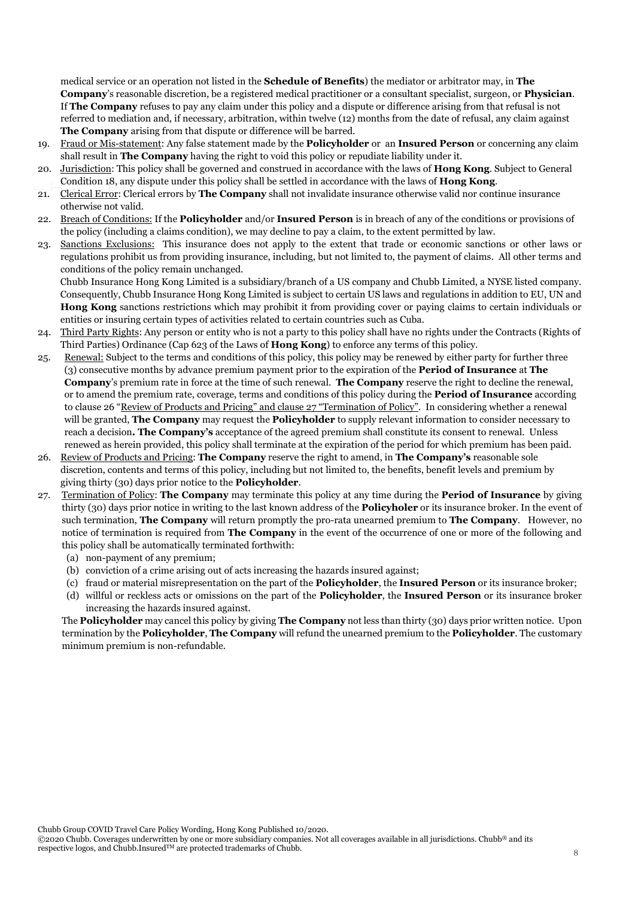medical service or an operation not listed in the **Schedule of Benefits**) the mediator or arbitrator may, in **The Company**'s reasonable discretion, be a registered medical practitioner or a consultant specialist, surgeon, or **Physician**. If **The Company** refuses to pay any claim under this policy and a dispute or difference arising from that refusal is not referred to mediation and, if necessary, arbitration, within twelve (12) months from the date of refusal, any claim against **The Company** arising from that dispute or difference will be barred.

19. Fraud or Mis-statement: Any false statement made by the **Policyholder** or an **Insured Person** or concerning any claim shall result in **The Company** having the right to void this policy or repudiate liability under it.
20. Jurisdiction: This policy shall be governed and construed in accordance with the laws of **Hong Kong**. Subject to General Condition 18, any dispute under this policy shall be settled in accordance with the laws of **Hong Kong**.
21. Clerical Error: Clerical errors by **The Company** shall not invalidate insurance otherwise valid nor continue insurance otherwise not valid.
22. Breach of Conditions: If the **Policyholder** and/or **Insured Person** is in breach of any of the conditions or provisions of the policy (including a claims condition), we may decline to pay a claim, to the extent permitted by law.
23. Sanctions Exclusions: This insurance does not apply to the extent that trade or economic sanctions or other laws or regulations prohibit us from providing insurance, including, but not limited to, the payment of claims. All other terms and conditions of the policy remain unchanged.
    Chubb Insurance Hong Kong Limited is a subsidiary/branch of a US company and Chubb Limited, a NYSE listed company. Consequently, Chubb Insurance Hong Kong Limited is subject to certain US laws and regulations in addition to EU, UN and **Hong Kong** sanctions restrictions which may prohibit it from providing cover or paying claims to certain individuals or entities or insuring certain types of activities related to certain countries such as Cuba.
24. Third Party Rights: Any person or entity who is not a party to this policy shall have no rights under the Contracts (Rights of Third Parties) Ordinance (Cap 623 of the Laws of **Hong Kong**) to enforce any terms of this policy.
25. Renewal: Subject to the terms and conditions of this policy, this policy may be renewed by either party for further three (3) consecutive months by advance premium payment prior to the expiration of the **Period of Insurance** at **The Company**'s premium rate in force at the time of such renewal. **The Company** reserve the right to decline the renewal, or to amend the premium rate, coverage, terms and conditions of this policy during the **Period of Insurance** according to clause 26 "Review of Products and Pricing" and clause 27 "Termination of Policy". In considering whether a renewal will be granted, **The Company** may request the **Policyholder** to supply relevant information to consider necessary to reach a decision**. The Company's** acceptance of the agreed premium shall constitute its consent to renewal. Unless renewed as herein provided, this policy shall terminate at the expiration of the period for which premium has been paid.
26. Review of Products and Pricing: **The Company** reserve the right to amend, in **The Company's** reasonable sole discretion, contents and terms of this policy, including but not limited to, the benefits, benefit levels and premium by giving thirty (30) days prior notice to the **Policyholder**.
27. Termination of Policy: **The Company** may terminate this policy at any time during the **Period of Insurance** by giving thirty (30) days prior notice in writing to the last known address of the **Policyholer** or its insurance broker. In the event of such termination, **The Company** will return promptly the pro-rata unearned premium to **The Company**. However, no notice of termination is required from **The Company** in the event of the occurrence of one or more of the following and this policy shall be automatically terminated forthwith:
    (a) non-payment of any premium;
    (b) conviction of a crime arising out of acts increasing the hazards insured against;
    (c) fraud or material misrepresentation on the part of the **Policyholder**, the **Insured Person** or its insurance broker;
    (d) willful or reckless acts or omissions on the part of the **Policyholder**, the **Insured Person** or its insurance broker increasing the hazards insured against.

    The **Policyholder** may cancel this policy by giving **The Company** not less than thirty (30) days prior written notice. Upon termination by the **Policyholder**, **The Company** will refund the unearned premium to the **Policyholder**. The customary minimum premium is non-refundable.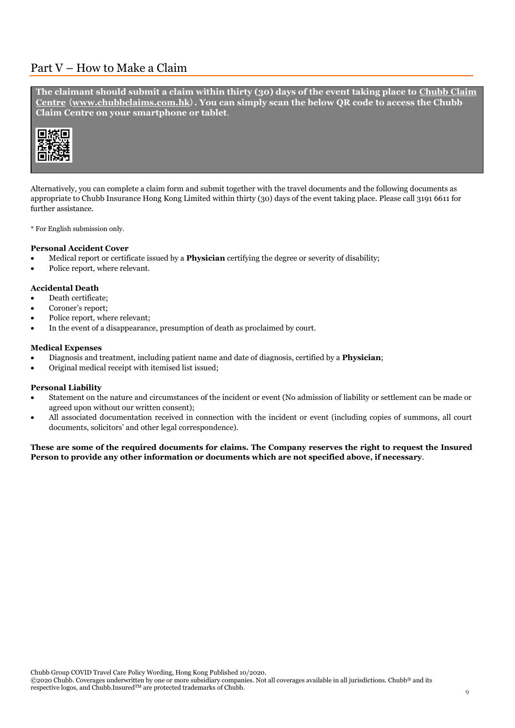## Part V – How to Make a Claim

**The claimant should submit a claim within thirty (30) days of the event taking place to Chubb Claim Centre (www.chubbclaims.com.hk). You can simply scan the below QR code to access the Chubb Claim Centre on your smartphone or tablet**.

Alternatively, you can complete a claim form and submit together with the travel documents and the following documents as appropriate to Chubb Insurance Hong Kong Limited within thirty (30) days of the event taking place. Please call 3191 6611 for further assistance.

* For English submission only.

**Personal Accident Cover**

- Medical report or certificate issued by a **Physician** certifying the degree or severity of disability;
- Police report, where relevant.

**Accidental Death**

- Death certificate;
- Coroner's report;
- Police report, where relevant;
- In the event of a disappearance, presumption of death as proclaimed by court.

**Medical Expenses**

- Diagnosis and treatment, including patient name and date of diagnosis, certified by a **Physician**;
- Original medical receipt with itemised list issued;

**Personal Liability**

- Statement on the nature and circumstances of the incident or event (No admission of liability or settlement can be made or agreed upon without our written consent);
- All associated documentation received in connection with the incident or event (including copies of summons, all court documents, solicitors' and other legal correspondence).

**These are some of the required documents for claims. The Company reserves the right to request the Insured Person to provide any other information or documents which are not specified above, if necessary**.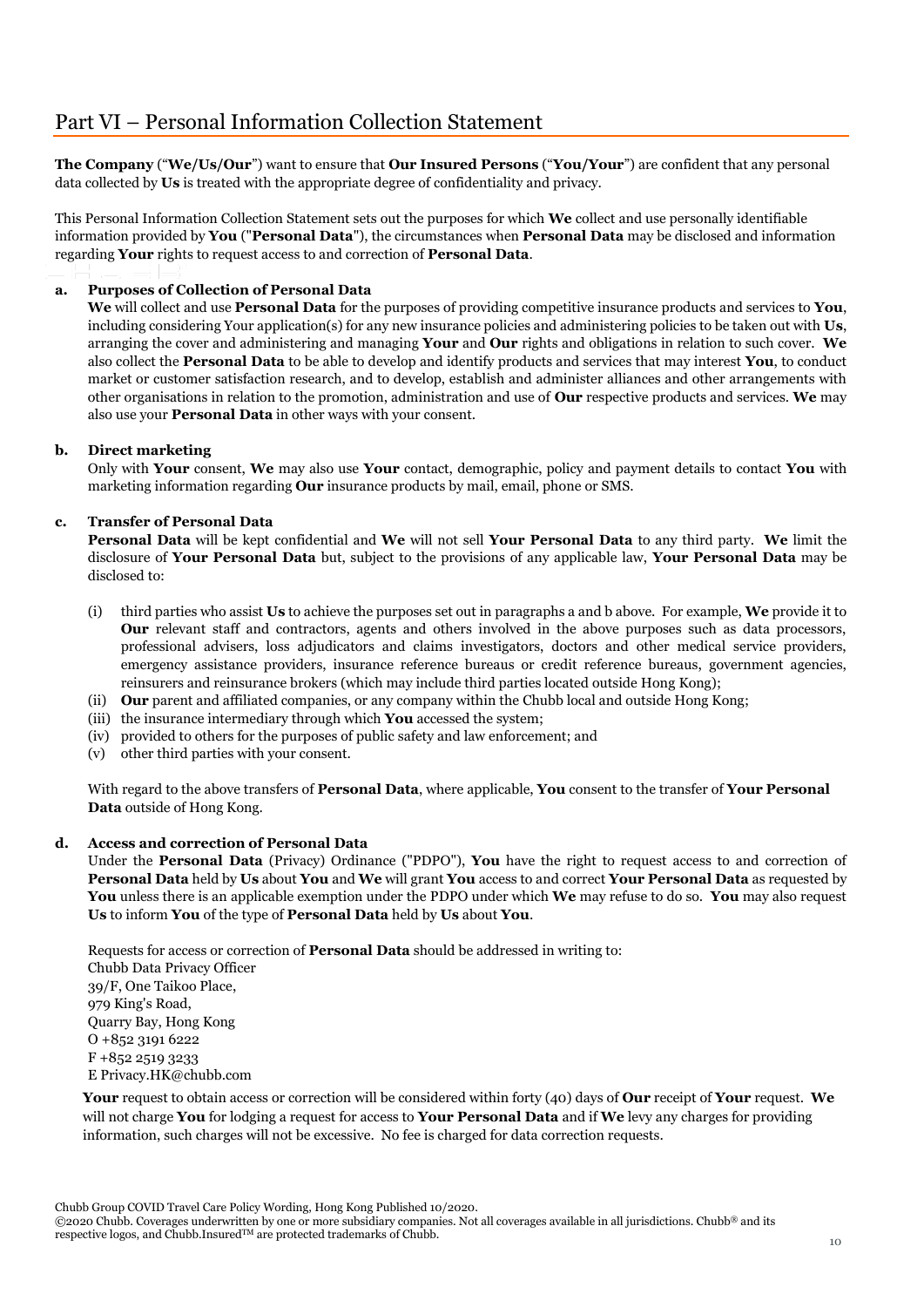# Part VI – Personal Information Collection Statement

**The Company** ("**We/Us/Our**") want to ensure that **Our Insured Persons** ("**You/Your**") are confident that any personal data collected by **Us** is treated with the appropriate degree of confidentiality and privacy.

This Personal Information Collection Statement sets out the purposes for which **We** collect and use personally identifiable information provided by **You** ("**Personal Data**"), the circumstances when **Personal Data** may be disclosed and information regarding **Your** rights to request access to and correction of **Personal Data**.

**a. Purposes of Collection of Personal Data**

**We** will collect and use **Personal Data** for the purposes of providing competitive insurance products and services to **You**, including considering Your application(s) for any new insurance policies and administering policies to be taken out with **Us**, arranging the cover and administering and managing **Your** and **Our** rights and obligations in relation to such cover. **We** also collect the **Personal Data** to be able to develop and identify products and services that may interest **You**, to conduct market or customer satisfaction research, and to develop, establish and administer alliances and other arrangements with other organisations in relation to the promotion, administration and use of **Our** respective products and services. **We** may also use your **Personal Data** in other ways with your consent.

**b. Direct marketing**

Only with **Your** consent, **We** may also use **Your** contact, demographic, policy and payment details to contact **You** with marketing information regarding **Our** insurance products by mail, email, phone or SMS.

**c. Transfer of Personal Data**

**Personal Data** will be kept confidential and **We** will not sell **Your Personal Data** to any third party. **We** limit the disclosure of **Your Personal Data** but, subject to the provisions of any applicable law, **Your Personal Data** may be disclosed to:

(i) third parties who assist **Us** to achieve the purposes set out in paragraphs a and b above. For example, **We** provide it to **Our** relevant staff and contractors, agents and others involved in the above purposes such as data processors, professional advisers, loss adjudicators and claims investigators, doctors and other medical service providers, emergency assistance providers, insurance reference bureaus or credit reference bureaus, government agencies, reinsurers and reinsurance brokers (which may include third parties located outside Hong Kong);
(ii) **Our** parent and affiliated companies, or any company within the Chubb local and outside Hong Kong;
(iii) the insurance intermediary through which **You** accessed the system;
(iv) provided to others for the purposes of public safety and law enforcement; and
(v) other third parties with your consent.

With regard to the above transfers of **Personal Data**, where applicable, **You** consent to the transfer of **Your Personal Data** outside of Hong Kong.

**d. Access and correction of Personal Data**

Under the **Personal Data** (Privacy) Ordinance ("PDPO"), **You** have the right to request access to and correction of **Personal Data** held by **Us** about **You** and **We** will grant **You** access to and correct **Your Personal Data** as requested by **You** unless there is an applicable exemption under the PDPO under which **We** may refuse to do so. **You** may also request **Us** to inform **You** of the type of **Personal Data** held by **Us** about **You**.

Requests for access or correction of **Personal Data** should be addressed in writing to:
Chubb Data Privacy Officer
39/F, One Taikoo Place,
979 King's Road,
Quarry Bay, Hong Kong
O +852 3191 6222
F +852 2519 3233
E Privacy.HK@chubb.com

**Your** request to obtain access or correction will be considered within forty (40) days of **Our** receipt of **Your** request. **We** will not charge **You** for lodging a request for access to **Your Personal Data** and if **We** levy any charges for providing information, such charges will not be excessive. No fee is charged for data correction requests.

Chubb Group COVID Travel Care Policy Wording, Hong Kong Published 10/2020.
©2020 Chubb. Coverages underwritten by one or more subsidiary companies. Not all coverages available in all jurisdictions. Chubb® and its respective logos, and Chubb.Insured™ are protected trademarks of Chubb.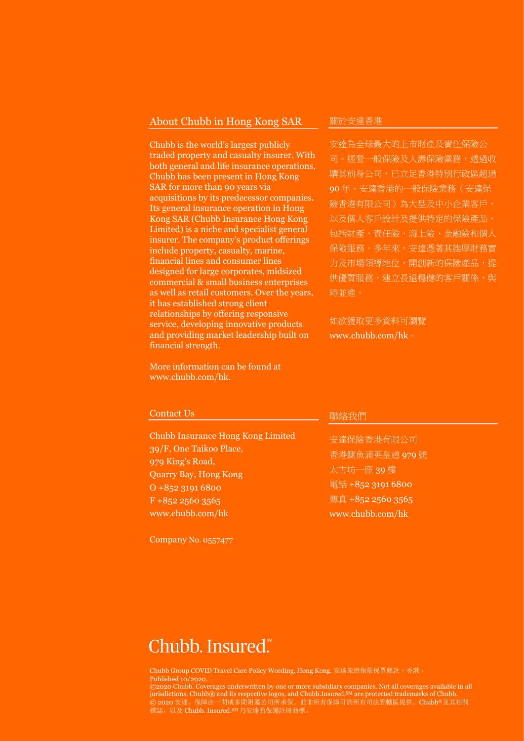## About Chubb in Hong Kong SAR

Chubb is the world's largest publicly traded property and casualty insurer. With both general and life insurance operations, Chubb has been present in Hong Kong SAR for more than 90 years via acquisitions by its predecessor companies. Its general insurance operation in Hong Kong SAR (Chubb Insurance Hong Kong Limited) is a niche and specialist general insurer. The company's product offerings include property, casualty, marine, financial lines and consumer lines designed for large corporates, midsized commercial & small business enterprises as well as retail customers. Over the years, it has established strong client relationships by offering responsive service, developing innovative products and providing market leadership built on financial strength.

More information can be found at www.chubb.com/hk.

## 關於安達香港

安達為全球最大的上市財產及責任保險公司。經營一般保險及人壽保險業務，透過收購其前身公司，已立足香港特別行政區超過 90 年。安達香港的一般保險業務（安達保險香港有限公司）為大型及中小企業客戶、以及個人客戶設計及提供特定的保險產品，包括財產、責任險、海上險、金融險和個人保險服務。多年來，安達憑著其雄厚財務實力及市場領導地位，開創新的保險產品，提供優質服務，建立長遠穩健的客戶關係，與時並進。

如欲獲取更多資料可瀏覽 www.chubb.com/hk。

## Contact Us

Chubb Insurance Hong Kong Limited
39/F, One Taikoo Place,
979 King's Road,
Quarry Bay, Hong Kong
O +852 3191 6800
F +852 2560 3565
www.chubb.com/hk

Company No. 0557477

## 聯絡我們

安達保險香港有限公司
香港鰂魚涌英皇道 979 號
太古坊一座 39 樓
電話 +852 3191 6800
傳真 +852 2560 3565
www.chubb.com/hk

Chubb. Insured.℠

Chubb Group COVID Travel Care Policy Wording, Hong Kong. 安達旅遊保險保單條款，香港。
Published 10/2020.
©2020 Chubb. Coverages underwritten by one or more subsidiary companies. Not all coverages available in all jurisdictions. Chubb® and its respective logos, and Chubb.Insured.℠ are protected trademarks of Chubb.
© 2020 安達。保障由一間或多間附屬公司所承保。並非所有保障可於所有司法管轄區提供。Chubb®及其相關標誌，以及 Chubb. Insured.℠ 乃安達的保護註冊商標。